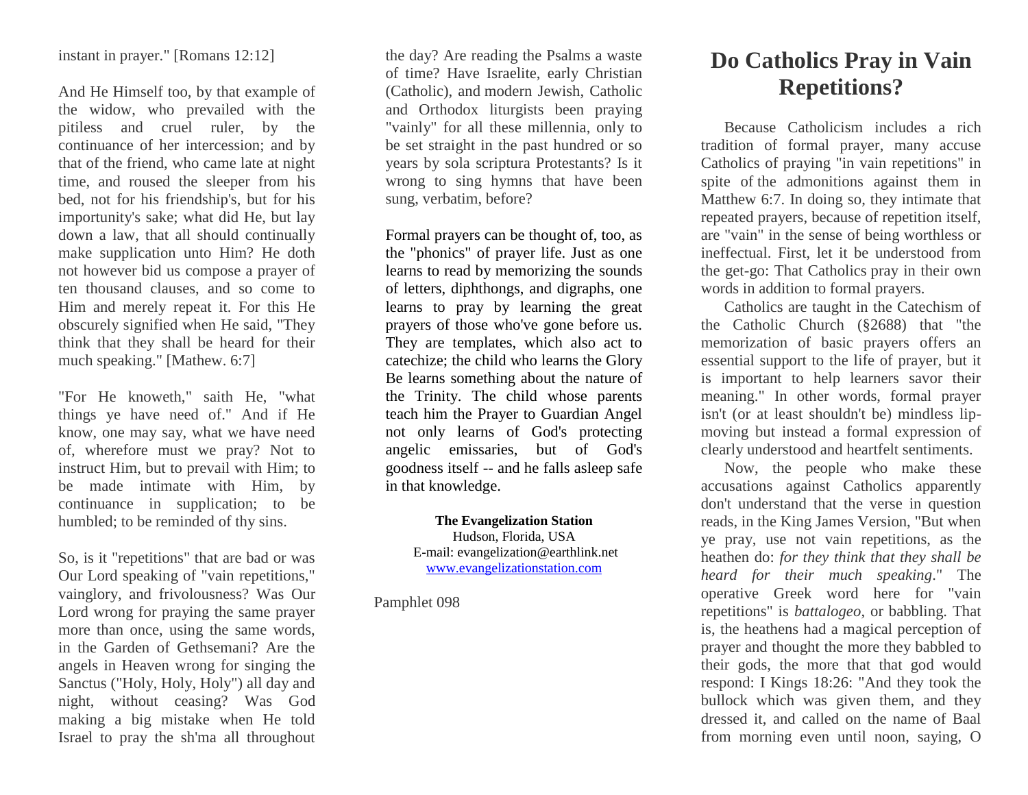instant in prayer." [Romans 12:12]

And He Himself too, by that example of the widow, who prevailed with the pitiless and cruel ruler, by the continuance of her intercession; and by that of the friend, who came late at night time, and roused the sleeper from his bed, not for his friendship's, but for his importunity's sake; what did He, but lay down a law, that all should continually make supplication unto Him? He doth not however bid us compose a prayer of ten thousand clauses, and so come to Him and merely repeat it. For this He obscurely signified when He said, "They think that they shall be heard for their much speaking." [Mathew. 6:7]

"For He knoweth," saith He, "what things ye have need of." And if He know, one may say, what we have need of, wherefore must we pray? Not to instruct Him, but to prevail with Him; to be made intimate with Him, by continuance in supplication; to be humbled; to be reminded of thy sins.

So, is it "repetitions" that are bad or was Our Lord speaking of "vain repetitions," vainglory, and frivolousness? Was Our Lord wrong for praying the same prayer more than once, using the same words, in the Garden of Gethsemani? Are the angels in Heaven wrong for singing the Sanctus ("Holy, Holy, Holy") all day and night, without ceasing? Was God making a big mistake when He told Israel to pray the sh'ma all throughout the day? Are reading the Psalms a waste of time? Have Israelite, early Christian (Catholic), and modern Jewish, Catholic and Orthodox liturgists been praying "vainly" for all these millennia, only to be set straight in the past hundred or so years by sola scriptura Protestants? Is it wrong to sing hymns that have been sung, verbatim, before?

Formal prayers can be thought of, too, as the "phonics" of prayer life. Just as one learns to read by memorizing the sounds of letters, diphthongs, and digraphs, one learns to pray by learning the great prayers of those who've gone before us. They are templates, which also act to catechize; the child who learns the Glory Be learns something about the nature of the Trinity. The child whose parents teach him the Prayer to Guardian Angel not only learns of God's protecting angelic emissaries, but of God's goodness itself -- and he falls asleep safe in that knowledge.

**The Evangelization Station**
Hudson, Florida, USA
E-mail: evangelization@earthlink.net
www.evangelizationstation.com

Pamphlet 098

# Do Catholics Pray in Vain Repetitions?

Because Catholicism includes a rich tradition of formal prayer, many accuse Catholics of praying "in vain repetitions" in spite of the admonitions against them in Matthew 6:7. In doing so, they intimate that repeated prayers, because of repetition itself, are "vain" in the sense of being worthless or ineffectual. First, let it be understood from the get-go: That Catholics pray in their own words in addition to formal prayers.

Catholics are taught in the Catechism of the Catholic Church (§2688) that "the memorization of basic prayers offers an essential support to the life of prayer, but it is important to help learners savor their meaning." In other words, formal prayer isn't (or at least shouldn't be) mindless lip-moving but instead a formal expression of clearly understood and heartfelt sentiments.

Now, the people who make these accusations against Catholics apparently don't understand that the verse in question reads, in the King James Version, "But when ye pray, use not vain repetitions, as the heathen do: *for they think that they shall be heard for their much speaking*." The operative Greek word here for "vain repetitions" is *battalogeo*, or babbling. That is, the heathens had a magical perception of prayer and thought the more they babbled to their gods, the more that that god would respond: I Kings 18:26: "And they took the bullock which was given them, and they dressed it, and called on the name of Baal from morning even until noon, saying, O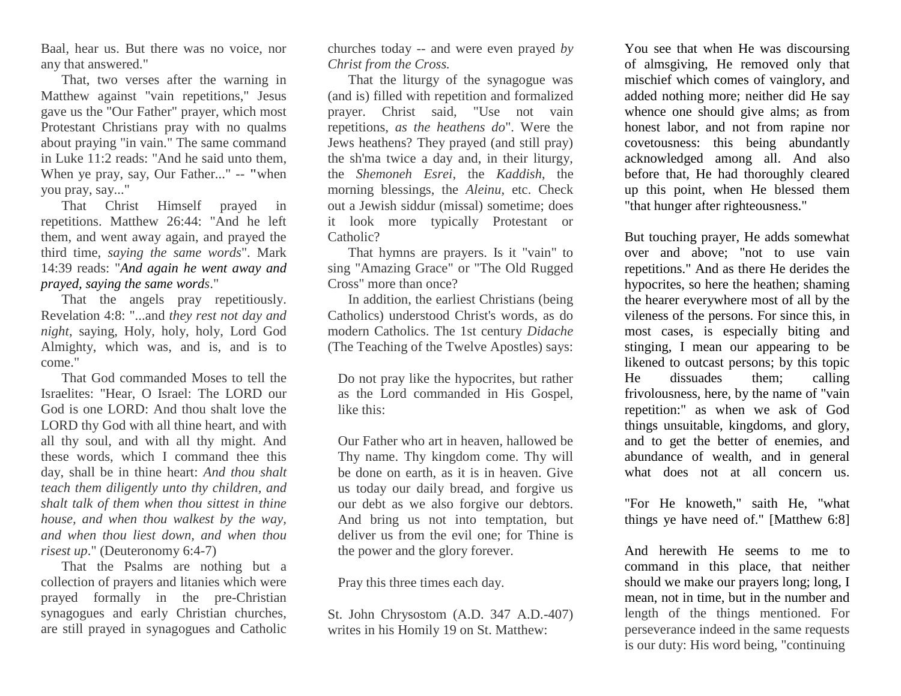Baal, hear us. But there was no voice, nor any that answered."

That, two verses after the warning in Matthew against "vain repetitions," Jesus gave us the "Our Father" prayer, which most Protestant Christians pray with no qualms about praying "in vain." The same command in Luke 11:2 reads: "And he said unto them, When ye pray, say, Our Father..." -- "when you pray, say..."

That Christ Himself prayed in repetitions. Matthew 26:44: "And he left them, and went away again, and prayed the third time, *saying the same words*". Mark 14:39 reads: "*And again he went away and prayed, saying the same words*."

That the angels pray repetitiously. Revelation 4:8: "...and *they rest not day and night*, saying, Holy, holy, holy, Lord God Almighty, which was, and is, and is to come."

That God commanded Moses to tell the Israelites: "Hear, O Israel: The LORD our God is one LORD: And thou shalt love the LORD thy God with all thine heart, and with all thy soul, and with all thy might. And these words, which I command thee this day, shall be in thine heart: *And thou shalt teach them diligently unto thy children, and shalt talk of them when thou sittest in thine house, and when thou walkest by the way, and when thou liest down, and when thou risest up*." (Deuteronomy 6:4-7)

That the Psalms are nothing but a collection of prayers and litanies which were prayed formally in the pre-Christian synagogues and early Christian churches, are still prayed in synagogues and Catholic churches today -- and were even prayed *by Christ from the Cross.*

That the liturgy of the synagogue was (and is) filled with repetition and formalized prayer. Christ said, "Use not vain repetitions, *as the heathens do*". Were the Jews heathens? They prayed (and still pray) the sh'ma twice a day and, in their liturgy, the *Shemoneh Esrei*, the *Kaddish*, the morning blessings, the *Aleinu*, etc. Check out a Jewish siddur (missal) sometime; does it look more typically Protestant or Catholic?

That hymns are prayers. Is it "vain" to sing "Amazing Grace" or "The Old Rugged Cross" more than once?

In addition, the earliest Christians (being Catholics) understood Christ's words, as do modern Catholics. The 1st century *Didache* (The Teaching of the Twelve Apostles) says:

> Do not pray like the hypocrites, but rather as the Lord commanded in His Gospel, like this:
>
> Our Father who art in heaven, hallowed be Thy name. Thy kingdom come. Thy will be done on earth, as it is in heaven. Give us today our daily bread, and forgive us our debt as we also forgive our debtors. And bring us not into temptation, but deliver us from the evil one; for Thine is the power and the glory forever.
>
> Pray this three times each day.

St. John Chrysostom (A.D. 347 A.D.-407) writes in his Homily 19 on St. Matthew:

> You see that when He was discoursing of almsgiving, He removed only that mischief which comes of vainglory, and added nothing more; neither did He say whence one should give alms; as from honest labor, and not from rapine nor covetousness: this being abundantly acknowledged among all. And also before that, He had thoroughly cleared up this point, when He blessed them "that hunger after righteousness."
>
> But touching prayer, He adds somewhat over and above; "not to use vain repetitions." And as there He derides the hypocrites, so here the heathen; shaming the hearer everywhere most of all by the vileness of the persons. For since this, in most cases, is especially biting and stinging, I mean our appearing to be likened to outcast persons; by this topic He dissuades them; calling frivolousness, here, by the name of "vain repetition:" as when we ask of God things unsuitable, kingdoms, and glory, and to get the better of enemies, and abundance of wealth, and in general what does not at all concern us.
>
> "For He knoweth," saith He, "what things ye have need of." [Matthew 6:8]
>
> And herewith He seems to me to command in this place, that neither should we make our prayers long; long, I mean, not in time, but in the number and length of the things mentioned. For perseverance indeed in the same requests is our duty: His word being, "continuing